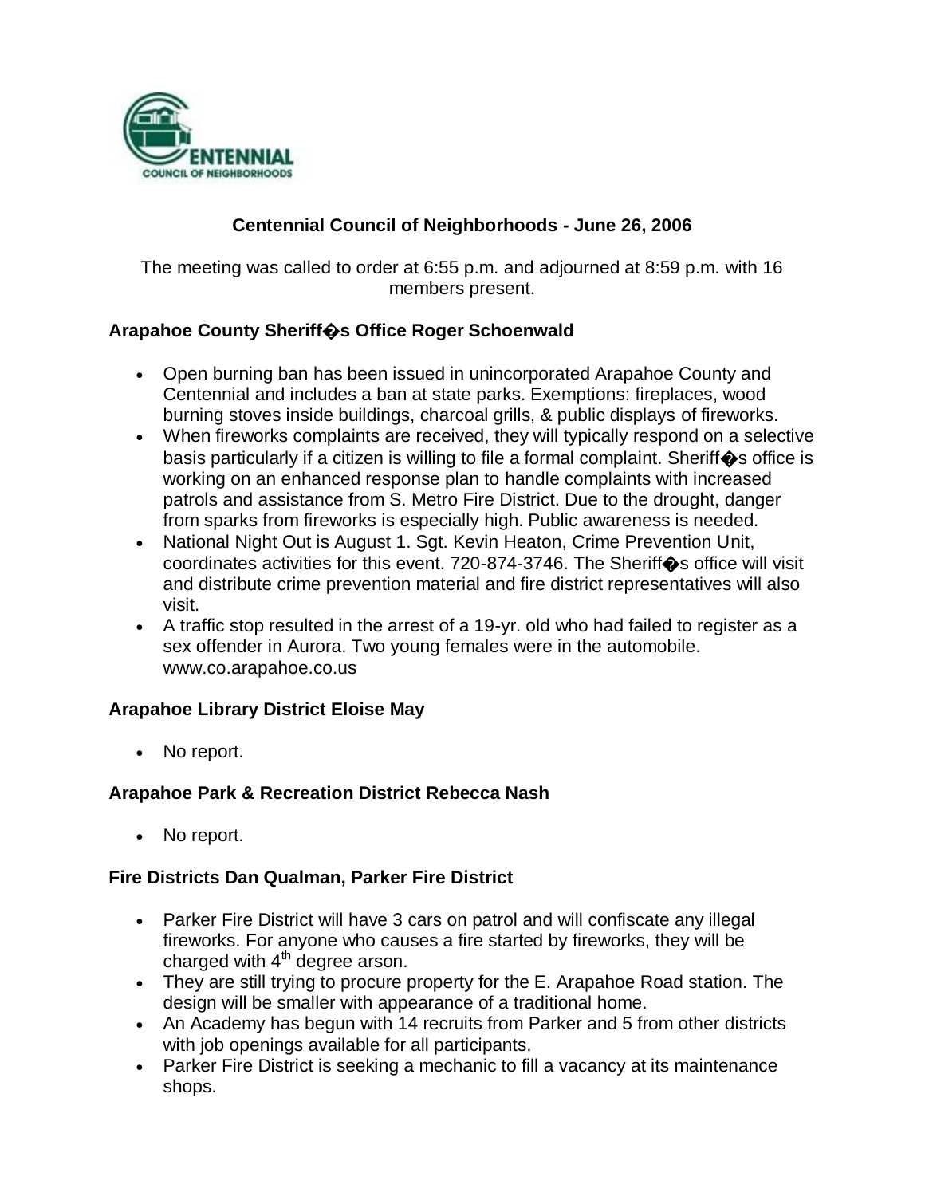# Centennial Council of Neighborhoods - June 26, 2006

The meeting was called to order at 6:55 p.m. and adjourned at 8:59 p.m. with 16 members present.

### Arapahoe County Sheriff�s Office Roger Schoenwald

- Open burning ban has been issued in unincorporated Arapahoe County and Centennial and includes a ban at state parks. Exemptions: fireplaces, wood burning stoves inside buildings, charcoal grills, & public displays of fireworks.
- When fireworks complaints are received, they will typically respond on a selective basis particularly if a citizen is willing to file a formal complaint. Sheriff�s office is working on an enhanced response plan to handle complaints with increased patrols and assistance from S. Metro Fire District. Due to the drought, danger from sparks from fireworks is especially high. Public awareness is needed.
- National Night Out is August 1. Sgt. Kevin Heaton, Crime Prevention Unit, coordinates activities for this event. 720-874-3746. The Sheriff�s office will visit and distribute crime prevention material and fire district representatives will also visit.
- A traffic stop resulted in the arrest of a 19-yr. old who had failed to register as a sex offender in Aurora. Two young females were in the automobile. www.co.arapahoe.co.us

### Arapahoe Library District Eloise May

- No report.

### Arapahoe Park & Recreation District Rebecca Nash

- No report.

### Fire Districts Dan Qualman, Parker Fire District

- Parker Fire District will have 3 cars on patrol and will confiscate any illegal fireworks. For anyone who causes a fire started by fireworks, they will be charged with 4th degree arson.
- They are still trying to procure property for the E. Arapahoe Road station. The design will be smaller with appearance of a traditional home.
- An Academy has begun with 14 recruits from Parker and 5 from other districts with job openings available for all participants.
- Parker Fire District is seeking a mechanic to fill a vacancy at its maintenance shops.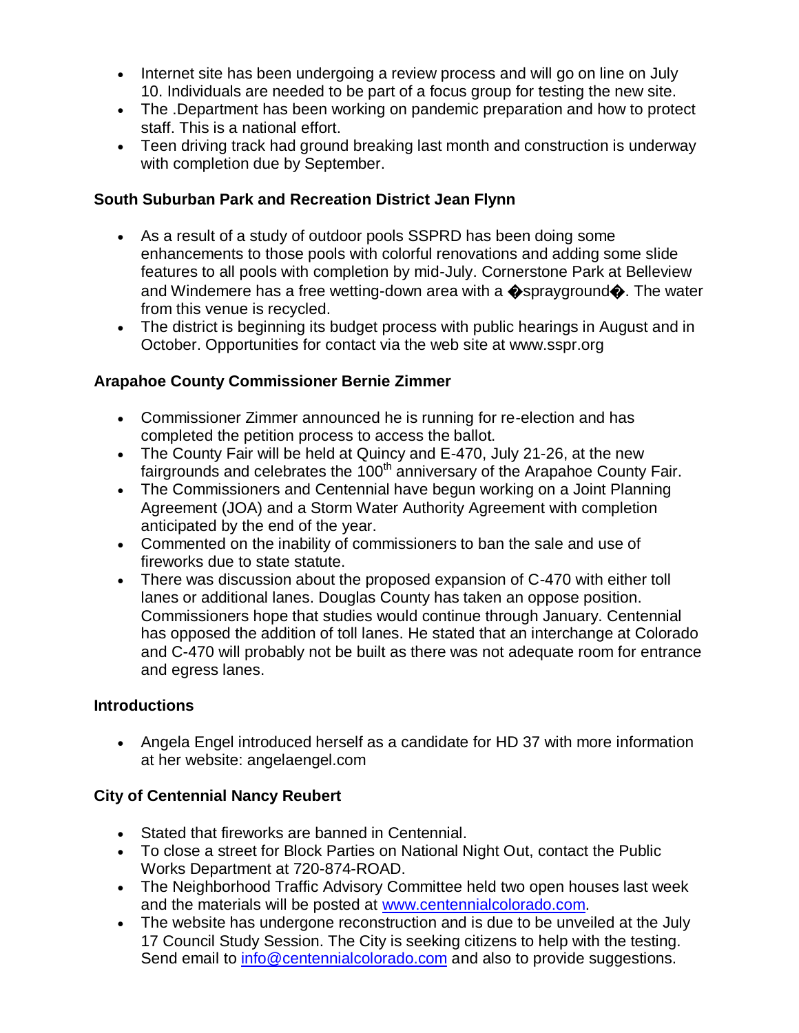- Internet site has been undergoing a review process and will go on line on July 10. Individuals are needed to be part of a focus group for testing the new site.
- The .Department has been working on pandemic preparation and how to protect staff. This is a national effort.
- Teen driving track had ground breaking last month and construction is underway with completion due by September.

**South Suburban Park and Recreation District Jean Flynn**

- As a result of a study of outdoor pools SSPRD has been doing some enhancements to those pools with colorful renovations and adding some slide features to all pools with completion by mid-July. Cornerstone Park at Belleview and Windemere has a free wetting-down area with a �sprayground�. The water from this venue is recycled.
- The district is beginning its budget process with public hearings in August and in October. Opportunities for contact via the web site at www.sspr.org

**Arapahoe County Commissioner Bernie Zimmer**

- Commissioner Zimmer announced he is running for re-election and has completed the petition process to access the ballot.
- The County Fair will be held at Quincy and E-470, July 21-26, at the new fairgrounds and celebrates the 100th anniversary of the Arapahoe County Fair.
- The Commissioners and Centennial have begun working on a Joint Planning Agreement (JOA) and a Storm Water Authority Agreement with completion anticipated by the end of the year.
- Commented on the inability of commissioners to ban the sale and use of fireworks due to state statute.
- There was discussion about the proposed expansion of C-470 with either toll lanes or additional lanes. Douglas County has taken an oppose position. Commissioners hope that studies would continue through January. Centennial has opposed the addition of toll lanes. He stated that an interchange at Colorado and C-470 will probably not be built as there was not adequate room for entrance and egress lanes.

**Introductions**

- Angela Engel introduced herself as a candidate for HD 37 with more information at her website: angelaengel.com

**City of Centennial Nancy Reubert**

- Stated that fireworks are banned in Centennial.
- To close a street for Block Parties on National Night Out, contact the Public Works Department at 720-874-ROAD.
- The Neighborhood Traffic Advisory Committee held two open houses last week and the materials will be posted at www.centennialcolorado.com.
- The website has undergone reconstruction and is due to be unveiled at the July 17 Council Study Session. The City is seeking citizens to help with the testing. Send email to info@centennialcolorado.com and also to provide suggestions.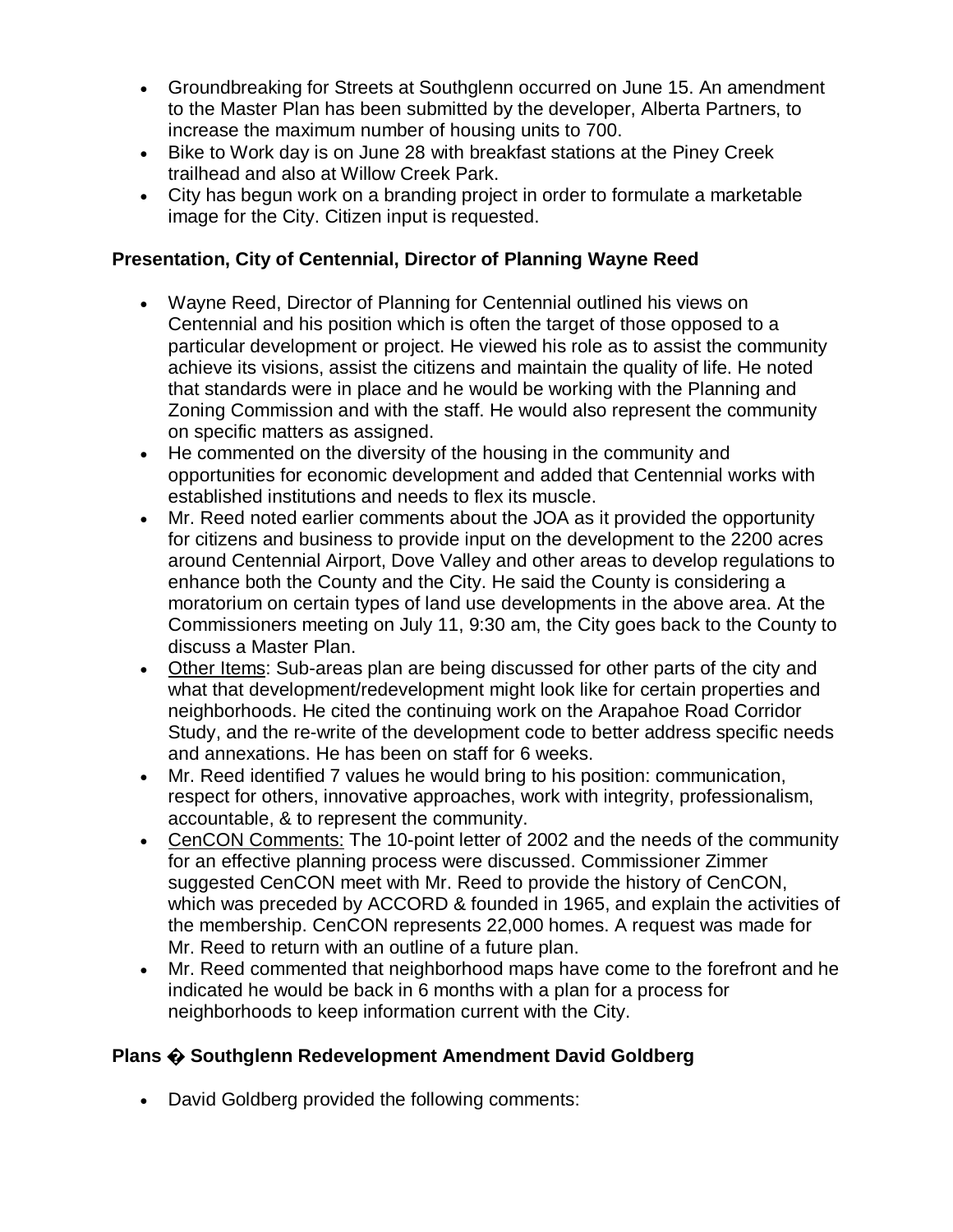- Groundbreaking for Streets at Southglenn occurred on June 15. An amendment to the Master Plan has been submitted by the developer, Alberta Partners, to increase the maximum number of housing units to 700.
- Bike to Work day is on June 28 with breakfast stations at the Piney Creek trailhead and also at Willow Creek Park.
- City has begun work on a branding project in order to formulate a marketable image for the City. Citizen input is requested.

**Presentation, City of Centennial, Director of Planning Wayne Reed**

- Wayne Reed, Director of Planning for Centennial outlined his views on Centennial and his position which is often the target of those opposed to a particular development or project. He viewed his role as to assist the community achieve its visions, assist the citizens and maintain the quality of life. He noted that standards were in place and he would be working with the Planning and Zoning Commission and with the staff. He would also represent the community on specific matters as assigned.
- He commented on the diversity of the housing in the community and opportunities for economic development and added that Centennial works with established institutions and needs to flex its muscle.
- Mr. Reed noted earlier comments about the JOA as it provided the opportunity for citizens and business to provide input on the development to the 2200 acres around Centennial Airport, Dove Valley and other areas to develop regulations to enhance both the County and the City. He said the County is considering a moratorium on certain types of land use developments in the above area. At the Commissioners meeting on July 11, 9:30 am, the City goes back to the County to discuss a Master Plan.
- Other Items: Sub-areas plan are being discussed for other parts of the city and what that development/redevelopment might look like for certain properties and neighborhoods. He cited the continuing work on the Arapahoe Road Corridor Study, and the re-write of the development code to better address specific needs and annexations. He has been on staff for 6 weeks.
- Mr. Reed identified 7 values he would bring to his position: communication, respect for others, innovative approaches, work with integrity, professionalism, accountable, & to represent the community.
- CenCON Comments: The 10-point letter of 2002 and the needs of the community for an effective planning process were discussed. Commissioner Zimmer suggested CenCON meet with Mr. Reed to provide the history of CenCON, which was preceded by ACCORD & founded in 1965, and explain the activities of the membership. CenCON represents 22,000 homes. A request was made for Mr. Reed to return with an outline of a future plan.
- Mr. Reed commented that neighborhood maps have come to the forefront and he indicated he would be back in 6 months with a plan for a process for neighborhoods to keep information current with the City.

**Plans � Southglenn Redevelopment Amendment David Goldberg**

- David Goldberg provided the following comments: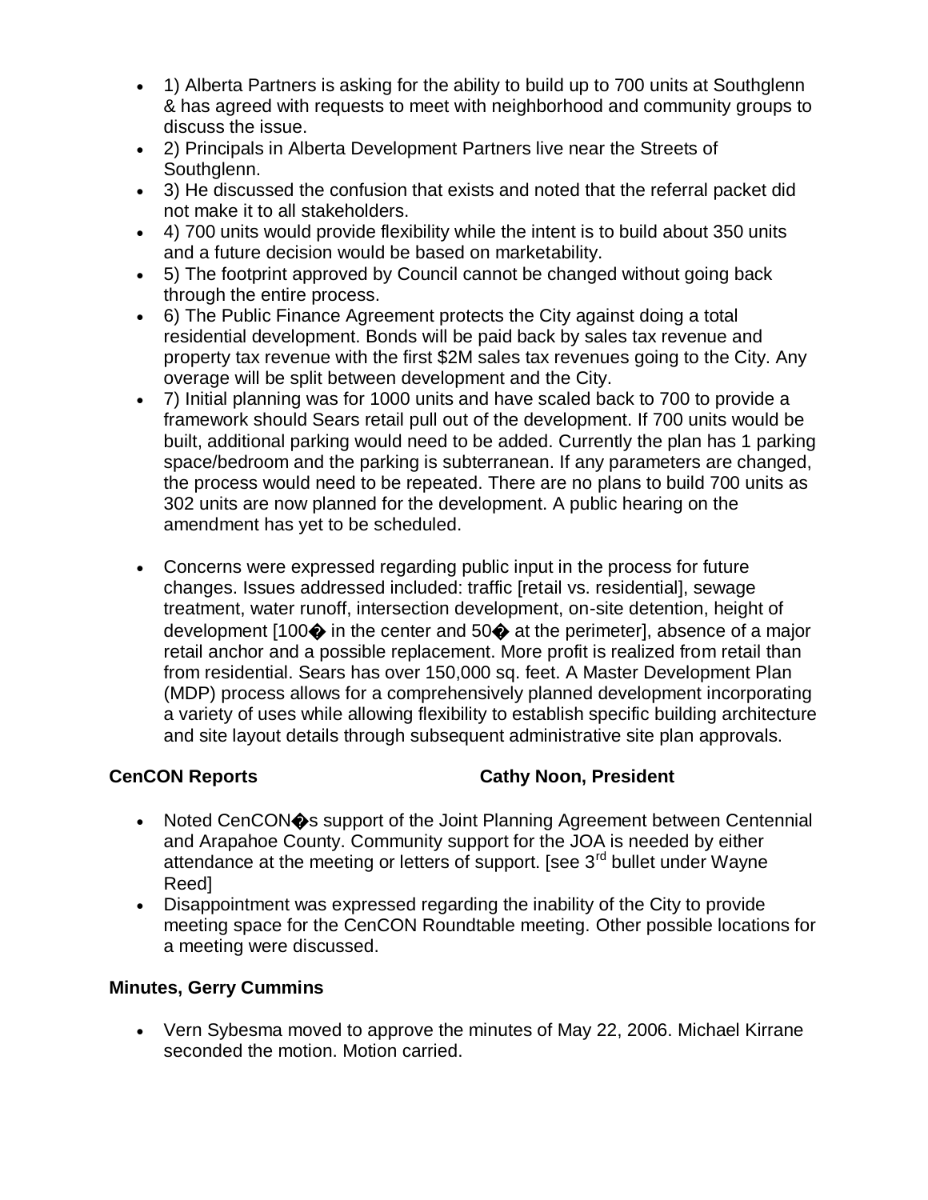- 1) Alberta Partners is asking for the ability to build up to 700 units at Southglenn & has agreed with requests to meet with neighborhood and community groups to discuss the issue.
- 2) Principals in Alberta Development Partners live near the Streets of Southglenn.
- 3) He discussed the confusion that exists and noted that the referral packet did not make it to all stakeholders.
- 4) 700 units would provide flexibility while the intent is to build about 350 units and a future decision would be based on marketability.
- 5) The footprint approved by Council cannot be changed without going back through the entire process.
- 6) The Public Finance Agreement protects the City against doing a total residential development. Bonds will be paid back by sales tax revenue and property tax revenue with the first $2M sales tax revenues going to the City. Any overage will be split between development and the City.
- 7) Initial planning was for 1000 units and have scaled back to 700 to provide a framework should Sears retail pull out of the development. If 700 units would be built, additional parking would need to be added. Currently the plan has 1 parking space/bedroom and the parking is subterranean. If any parameters are changed, the process would need to be repeated. There are no plans to build 700 units as 302 units are now planned for the development. A public hearing on the amendment has yet to be scheduled.

- Concerns were expressed regarding public input in the process for future changes. Issues addressed included: traffic [retail vs. residential], sewage treatment, water runoff, intersection development, on-site detention, height of development [100� in the center and 50� at the perimeter], absence of a major retail anchor and a possible replacement. More profit is realized from retail than from residential. Sears has over 150,000 sq. feet. A Master Development Plan (MDP) process allows for a comprehensively planned development incorporating a variety of uses while allowing flexibility to establish specific building architecture and site layout details through subsequent administrative site plan approvals.

**CenCON Reports** **Cathy Noon, President**

- Noted CenCON�s support of the Joint Planning Agreement between Centennial and Arapahoe County. Community support for the JOA is needed by either attendance at the meeting or letters of support. [see 3rd bullet under Wayne Reed]
- Disappointment was expressed regarding the inability of the City to provide meeting space for the CenCON Roundtable meeting. Other possible locations for a meeting were discussed.

**Minutes, Gerry Cummins**

- Vern Sybesma moved to approve the minutes of May 22, 2006. Michael Kirrane seconded the motion. Motion carried.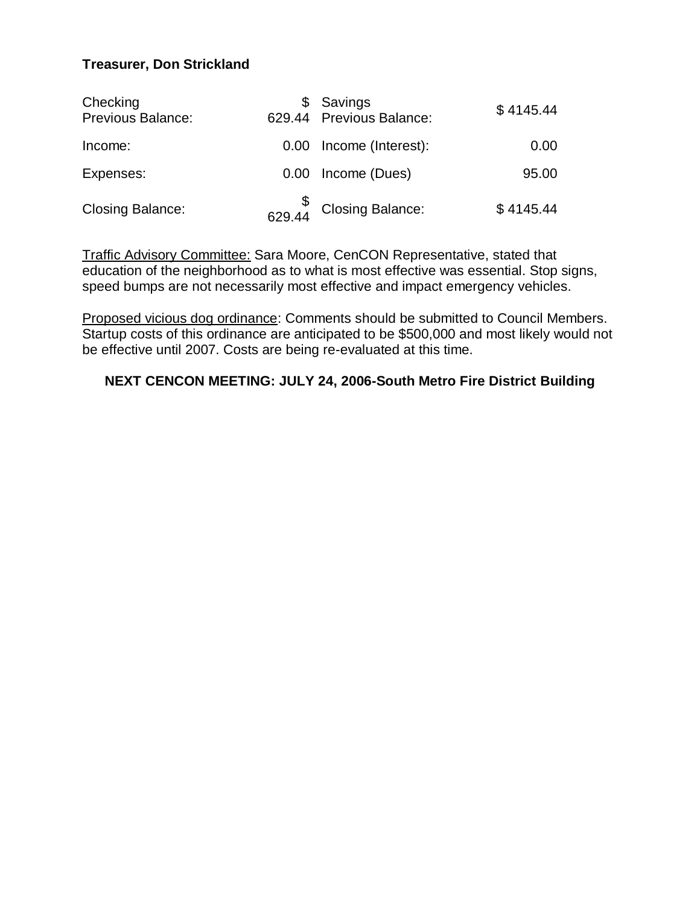**Treasurer, Don Strickland**

| | | | |
|---|---|---|---|
| Checking Previous Balance: | $ 629.44 | Savings Previous Balance: | $ 4145.44 |
| Income: | 0.00 | Income (Interest): | 0.00 |
| Expenses: | 0.00 | Income (Dues) | 95.00 |
| Closing Balance: | $ 629.44 | Closing Balance: | $ 4145.44 |

Traffic Advisory Committee: Sara Moore, CenCON Representative, stated that education of the neighborhood as to what is most effective was essential. Stop signs, speed bumps are not necessarily most effective and impact emergency vehicles.

Proposed vicious dog ordinance: Comments should be submitted to Council Members. Startup costs of this ordinance are anticipated to be $500,000 and most likely would not be effective until 2007. Costs are being re-evaluated at this time.

**NEXT CENCON MEETING: JULY 24, 2006-South Metro Fire District Building**